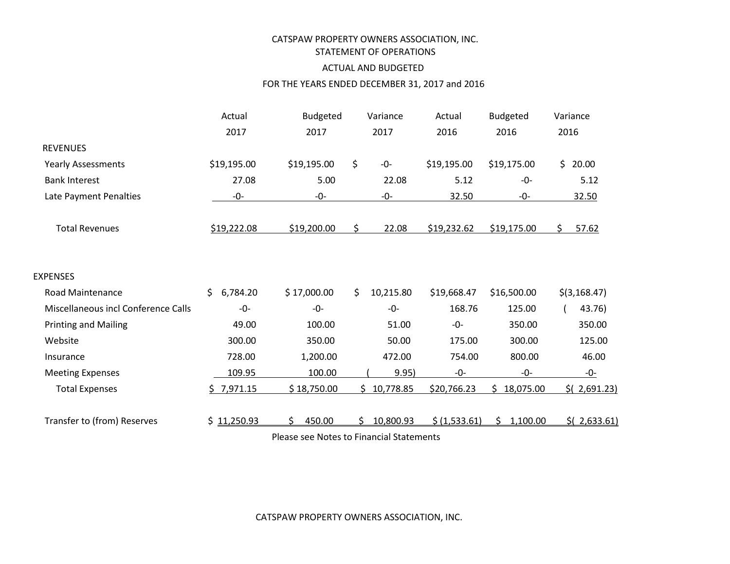CATSPAW PROPERTY OWNERS ASSOCIATION, INC.
STATEMENT OF OPERATIONS
ACTUAL AND BUDGETED
FOR THE YEARS ENDED DECEMBER 31, 2017 and 2016

| | Actual 2017 | Budgeted 2017 | Variance 2017 | Actual 2016 | Budgeted 2016 | Variance 2016 |
|---|---|---|---|---|---|---|
| REVENUES | | | | | | |
| Yearly Assessments | $19,195.00 | $19,195.00 | $ -0- | $19,195.00 | $19,175.00 | $ 20.00 |
| Bank Interest | 27.08 | 5.00 | 22.08 | 5.12 | -0- | 5.12 |
| Late Payment Penalties | -0- | -0- | -0- | 32.50 | -0- | 32.50 |
| Total Revenues | $19,222.08 | $19,200.00 | $ 22.08 | $19,232.62 | $19,175.00 | $ 57.62 |
| EXPENSES | | | | | | |
| Road Maintenance | $ 6,784.20 | $ 17,000.00 | $ 10,215.80 | $19,668.47 | $16,500.00 | $(3,168.47) |
| Miscellaneous incl Conference Calls | -0- | -0- | -0- | 168.76 | 125.00 | ( 43.76) |
| Printing and Mailing | 49.00 | 100.00 | 51.00 | -0- | 350.00 | 350.00 |
| Website | 300.00 | 350.00 | 50.00 | 175.00 | 300.00 | 125.00 |
| Insurance | 728.00 | 1,200.00 | 472.00 | 754.00 | 800.00 | 46.00 |
| Meeting Expenses | 109.95 | 100.00 | ( 9.95) | -0- | -0- | -0- |
| Total Expenses | $ 7,971.15 | $ 18,750.00 | $ 10,778.85 | $20,766.23 | $ 18,075.00 | $( 2,691.23) |
| Transfer to (from) Reserves | $ 11,250.93 | $ 450.00 | $ 10,800.93 | $ (1,533.61) | $ 1,100.00 | $( 2,633.61) |

Please see Notes to Financial Statements

CATSPAW PROPERTY OWNERS ASSOCIATION, INC.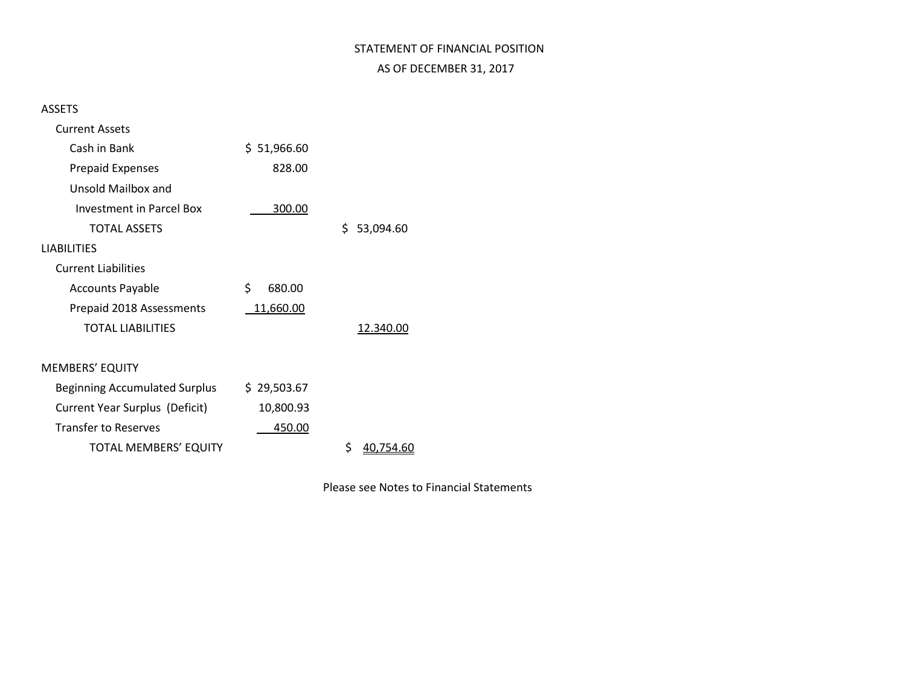# STATEMENT OF FINANCIAL POSITION

## AS OF DECEMBER 31, 2017

| | | |
|---|---|---|
| **ASSETS** | | |
| Current Assets | | |
| Cash in Bank | $ 51,966.60 | |
| Prepaid Expenses | 828.00 | |
| Unsold Mailbox and Investment in Parcel Box | 300.00 | |
| TOTAL ASSETS | | $ 53,094.60 |
| **LIABILITIES** | | |
| Current Liabilities | | |
| Accounts Payable | $ 680.00 | |
| Prepaid 2018 Assessments | 11,660.00 | |
| TOTAL LIABILITIES | | 12.340.00 |
| **MEMBERS' EQUITY** | | |
| Beginning Accumulated Surplus | $ 29,503.67 | |
| Current Year Surplus (Deficit) | 10,800.93 | |
| Transfer to Reserves | 450.00 | |
| TOTAL MEMBERS' EQUITY | | $ 40,754.60 |

Please see Notes to Financial Statements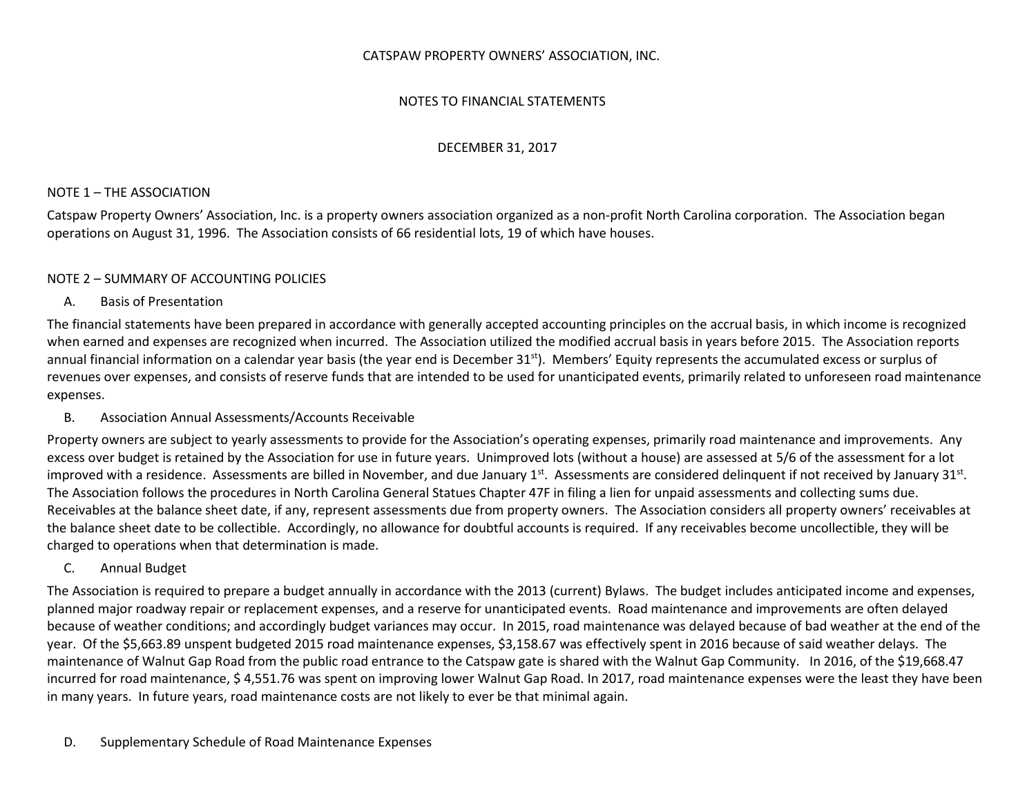CATSPAW PROPERTY OWNERS' ASSOCIATION, INC.

NOTES TO FINANCIAL STATEMENTS

DECEMBER 31, 2017

NOTE 1 – THE ASSOCIATION

Catspaw Property Owners' Association, Inc. is a property owners association organized as a non-profit North Carolina corporation. The Association began operations on August 31, 1996. The Association consists of 66 residential lots, 19 of which have houses.

NOTE 2 – SUMMARY OF ACCOUNTING POLICIES

A. Basis of Presentation

The financial statements have been prepared in accordance with generally accepted accounting principles on the accrual basis, in which income is recognized when earned and expenses are recognized when incurred. The Association utilized the modified accrual basis in years before 2015. The Association reports annual financial information on a calendar year basis (the year end is December 31st). Members' Equity represents the accumulated excess or surplus of revenues over expenses, and consists of reserve funds that are intended to be used for unanticipated events, primarily related to unforeseen road maintenance expenses.

B. Association Annual Assessments/Accounts Receivable

Property owners are subject to yearly assessments to provide for the Association's operating expenses, primarily road maintenance and improvements. Any excess over budget is retained by the Association for use in future years. Unimproved lots (without a house) are assessed at 5/6 of the assessment for a lot improved with a residence. Assessments are billed in November, and due January 1st. Assessments are considered delinquent if not received by January 31st. The Association follows the procedures in North Carolina General Statues Chapter 47F in filing a lien for unpaid assessments and collecting sums due. Receivables at the balance sheet date, if any, represent assessments due from property owners. The Association considers all property owners' receivables at the balance sheet date to be collectible. Accordingly, no allowance for doubtful accounts is required. If any receivables become uncollectible, they will be charged to operations when that determination is made.

C. Annual Budget

The Association is required to prepare a budget annually in accordance with the 2013 (current) Bylaws. The budget includes anticipated income and expenses, planned major roadway repair or replacement expenses, and a reserve for unanticipated events. Road maintenance and improvements are often delayed because of weather conditions; and accordingly budget variances may occur. In 2015, road maintenance was delayed because of bad weather at the end of the year. Of the $5,663.89 unspent budgeted 2015 road maintenance expenses, $3,158.67 was effectively spent in 2016 because of said weather delays. The maintenance of Walnut Gap Road from the public road entrance to the Catspaw gate is shared with the Walnut Gap Community. In 2016, of the $19,668.47 incurred for road maintenance, $ 4,551.76 was spent on improving lower Walnut Gap Road. In 2017, road maintenance expenses were the least they have been in many years. In future years, road maintenance costs are not likely to ever be that minimal again.

D. Supplementary Schedule of Road Maintenance Expenses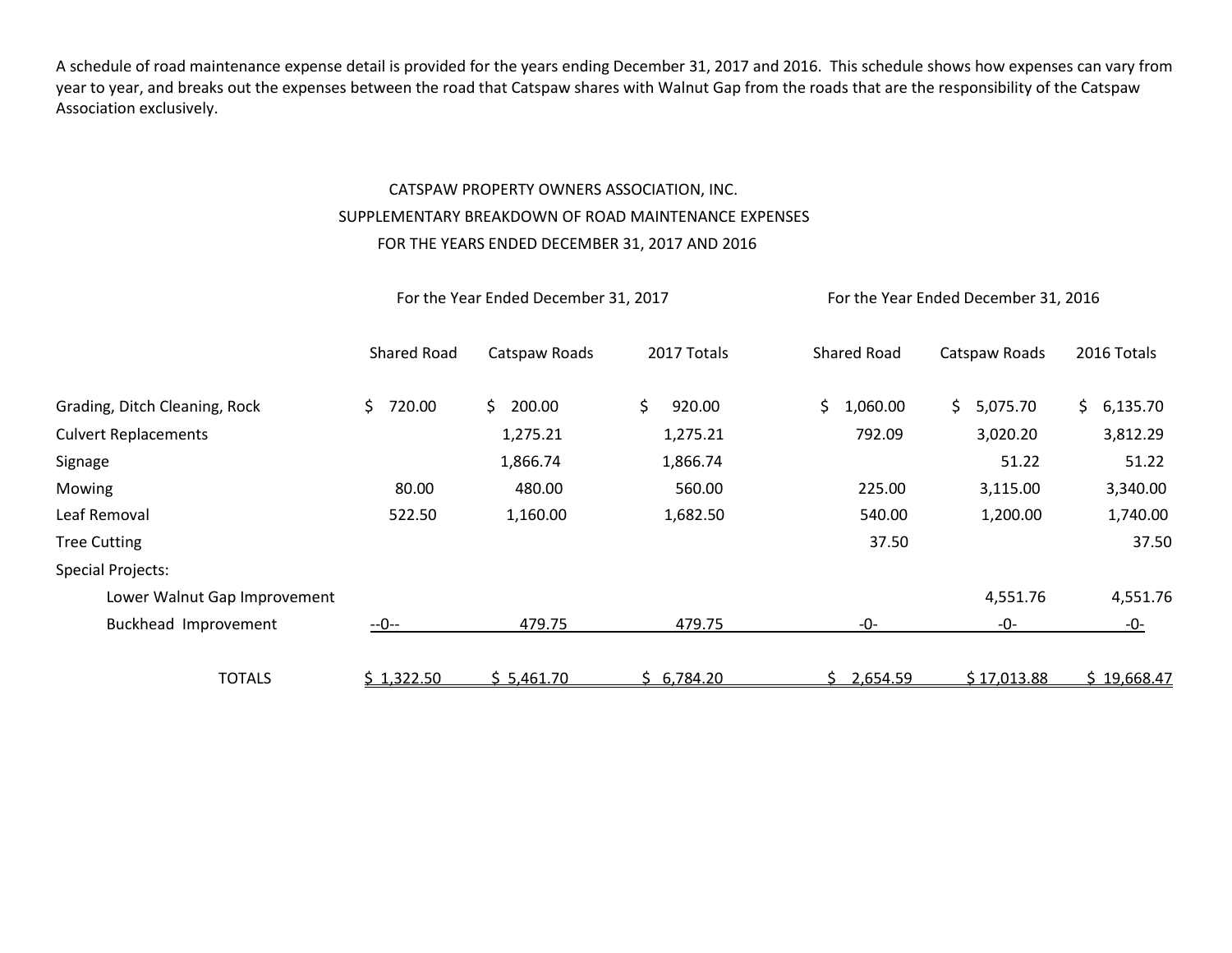A schedule of road maintenance expense detail is provided for the years ending December 31, 2017 and 2016. This schedule shows how expenses can vary from year to year, and breaks out the expenses between the road that Catspaw shares with Walnut Gap from the roads that are the responsibility of the Catspaw Association exclusively.

CATSPAW PROPERTY OWNERS ASSOCIATION, INC.

SUPPLEMENTARY BREAKDOWN OF ROAD MAINTENANCE EXPENSES

FOR THE YEARS ENDED DECEMBER 31, 2017 AND 2016

| | For the Year Ended December 31, 2017 | | | For the Year Ended December 31, 2016 | | |
|---|---|---|---|---|---|---|
| | Shared Road | Catspaw Roads | 2017 Totals | Shared Road | Catspaw Roads | 2016 Totals |
| Grading, Ditch Cleaning, Rock | $ 720.00 | $ 200.00 | $ 920.00 | $ 1,060.00 | $ 5,075.70 | $ 6,135.70 |
| Culvert Replacements | | 1,275.21 | 1,275.21 | 792.09 | 3,020.20 | 3,812.29 |
| Signage | | 1,866.74 | 1,866.74 | | 51.22 | 51.22 |
| Mowing | 80.00 | 480.00 | 560.00 | 225.00 | 3,115.00 | 3,340.00 |
| Leaf Removal | 522.50 | 1,160.00 | 1,682.50 | 540.00 | 1,200.00 | 1,740.00 |
| Tree Cutting | | | | 37.50 | | 37.50 |
| Special Projects: | | | | | | |
| Lower Walnut Gap Improvement | | | | | 4,551.76 | 4,551.76 |
| Buckhead Improvement | --0-- | 479.75 | 479.75 | -0- | -0- | -0- |
| TOTALS | $ 1,322.50 | $ 5,461.70 | $ 6,784.20 | $ 2,654.59 | $ 17,013.88 | $ 19,668.47 |